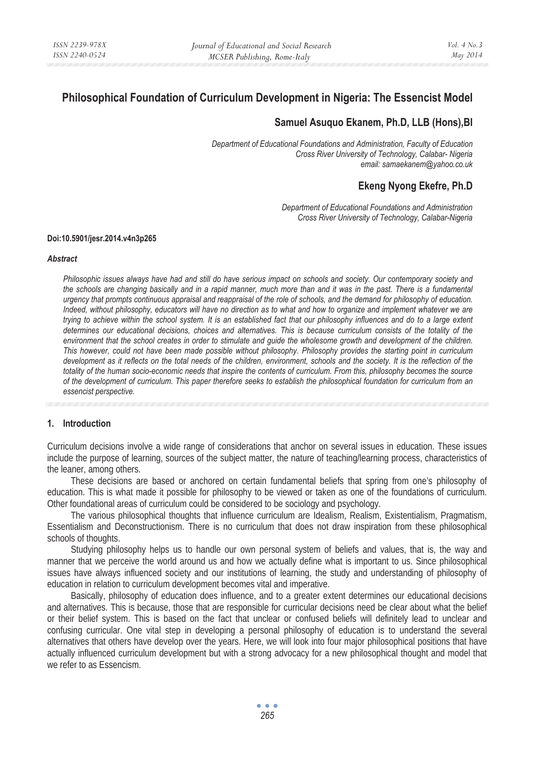# Philosophical Foundation of Curriculum Development in Nigeria: The Essencist Model

## Samuel Asuquo Ekanem, Ph.D, LLB (Hons),BI

*Department of Educational Foundations and Administration, Faculty of Education*
*Cross River University of Technology, Calabar- Nigeria*
*email: samaekanem@yahoo.co.uk*

## Ekeng Nyong Ekefre, Ph.D

*Department of Educational Foundations and Administration*
*Cross River University of Technology, Calabar-Nigeria*

**Doi:10.5901/jesr.2014.v4n3p265**

***Abstract***

*Philosophic issues always have had and still do have serious impact on schools and society. Our contemporary society and the schools are changing basically and in a rapid manner, much more than and it was in the past. There is a fundamental urgency that prompts continuous appraisal and reappraisal of the role of schools, and the demand for philosophy of education. Indeed, without philosophy, educators will have no direction as to what and how to organize and implement whatever we are trying to achieve within the school system. It is an established fact that our philosophy influences and do to a large extent determines our educational decisions, choices and alternatives. This is because curriculum consists of the totality of the environment that the school creates in order to stimulate and guide the wholesome growth and development of the children. This however, could not have been made possible without philosophy. Philosophy provides the starting point in curriculum development as it reflects on the total needs of the children, environment, schools and the society. It is the reflection of the totality of the human socio-economic needs that inspire the contents of curriculum. From this, philosophy becomes the source of the development of curriculum. This paper therefore seeks to establish the philosophical foundation for curriculum from an essencist perspective.*

## 1. Introduction

Curriculum decisions involve a wide range of considerations that anchor on several issues in education. These issues include the purpose of learning, sources of the subject matter, the nature of teaching/learning process, characteristics of the leaner, among others.

These decisions are based or anchored on certain fundamental beliefs that spring from one's philosophy of education. This is what made it possible for philosophy to be viewed or taken as one of the foundations of curriculum. Other foundational areas of curriculum could be considered to be sociology and psychology.

The various philosophical thoughts that influence curriculum are Idealism, Realism, Existentialism, Pragmatism, Essentialism and Deconstructionism. There is no curriculum that does not draw inspiration from these philosophical schools of thoughts.

Studying philosophy helps us to handle our own personal system of beliefs and values, that is, the way and manner that we perceive the world around us and how we actually define what is important to us. Since philosophical issues have always influenced society and our institutions of learning, the study and understanding of philosophy of education in relation to curriculum development becomes vital and imperative.

Basically, philosophy of education does influence, and to a greater extent determines our educational decisions and alternatives. This is because, those that are responsible for curricular decisions need be clear about what the belief or their belief system. This is based on the fact that unclear or confused beliefs will definitely lead to unclear and confusing curricular. One vital step in developing a personal philosophy of education is to understand the several alternatives that others have develop over the years. Here, we will look into four major philosophical positions that have actually influenced curriculum development but with a strong advocacy for a new philosophical thought and model that we refer to as Essencism.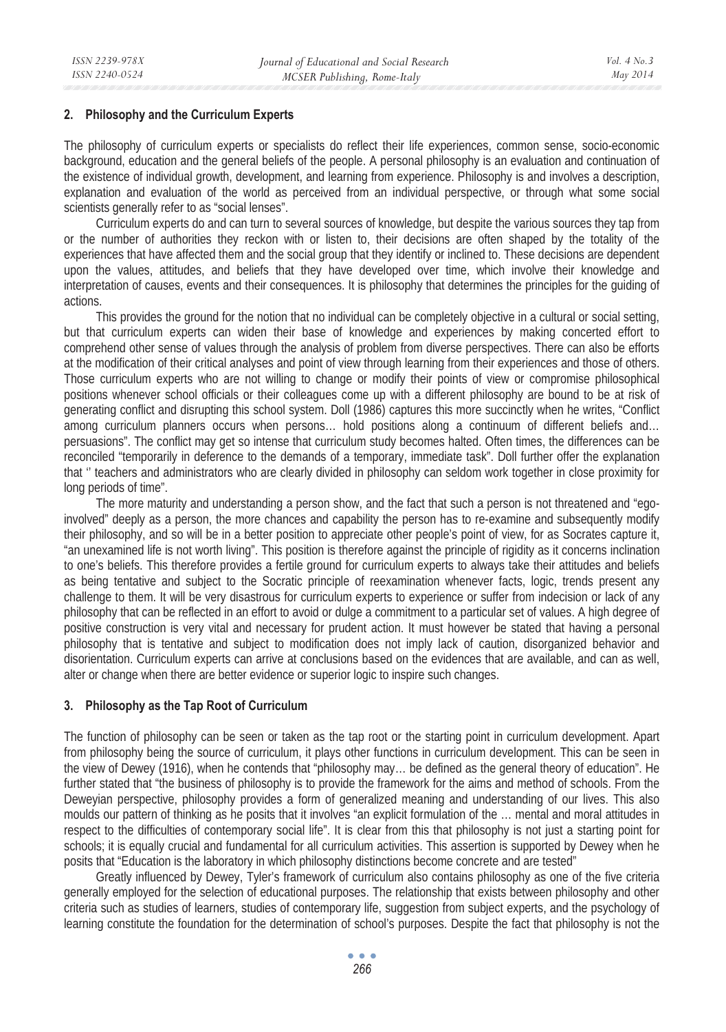## 2. Philosophy and the Curriculum Experts

The philosophy of curriculum experts or specialists do reflect their life experiences, common sense, socio-economic background, education and the general beliefs of the people. A personal philosophy is an evaluation and continuation of the existence of individual growth, development, and learning from experience. Philosophy is and involves a description, explanation and evaluation of the world as perceived from an individual perspective, or through what some social scientists generally refer to as "social lenses".

Curriculum experts do and can turn to several sources of knowledge, but despite the various sources they tap from or the number of authorities they reckon with or listen to, their decisions are often shaped by the totality of the experiences that have affected them and the social group that they identify or inclined to. These decisions are dependent upon the values, attitudes, and beliefs that they have developed over time, which involve their knowledge and interpretation of causes, events and their consequences. It is philosophy that determines the principles for the guiding of actions.

This provides the ground for the notion that no individual can be completely objective in a cultural or social setting, but that curriculum experts can widen their base of knowledge and experiences by making concerted effort to comprehend other sense of values through the analysis of problem from diverse perspectives. There can also be efforts at the modification of their critical analyses and point of view through learning from their experiences and those of others. Those curriculum experts who are not willing to change or modify their points of view or compromise philosophical positions whenever school officials or their colleagues come up with a different philosophy are bound to be at risk of generating conflict and disrupting this school system. Doll (1986) captures this more succinctly when he writes, "Conflict among curriculum planners occurs when persons… hold positions along a continuum of different beliefs and… persuasions". The conflict may get so intense that curriculum study becomes halted. Often times, the differences can be reconciled "temporarily in deference to the demands of a temporary, immediate task". Doll further offer the explanation that '' teachers and administrators who are clearly divided in philosophy can seldom work together in close proximity for long periods of time".

The more maturity and understanding a person show, and the fact that such a person is not threatened and "ego-involved" deeply as a person, the more chances and capability the person has to re-examine and subsequently modify their philosophy, and so will be in a better position to appreciate other people's point of view, for as Socrates capture it, "an unexamined life is not worth living". This position is therefore against the principle of rigidity as it concerns inclination to one's beliefs. This therefore provides a fertile ground for curriculum experts to always take their attitudes and beliefs as being tentative and subject to the Socratic principle of reexamination whenever facts, logic, trends present any challenge to them. It will be very disastrous for curriculum experts to experience or suffer from indecision or lack of any philosophy that can be reflected in an effort to avoid or dulge a commitment to a particular set of values. A high degree of positive construction is very vital and necessary for prudent action. It must however be stated that having a personal philosophy that is tentative and subject to modification does not imply lack of caution, disorganized behavior and disorientation. Curriculum experts can arrive at conclusions based on the evidences that are available, and can as well, alter or change when there are better evidence or superior logic to inspire such changes.

## 3. Philosophy as the Tap Root of Curriculum

The function of philosophy can be seen or taken as the tap root or the starting point in curriculum development. Apart from philosophy being the source of curriculum, it plays other functions in curriculum development. This can be seen in the view of Dewey (1916), when he contends that "philosophy may… be defined as the general theory of education". He further stated that "the business of philosophy is to provide the framework for the aims and method of schools. From the Deweyian perspective, philosophy provides a form of generalized meaning and understanding of our lives. This also moulds our pattern of thinking as he posits that it involves "an explicit formulation of the … mental and moral attitudes in respect to the difficulties of contemporary social life". It is clear from this that philosophy is not just a starting point for schools; it is equally crucial and fundamental for all curriculum activities. This assertion is supported by Dewey when he posits that "Education is the laboratory in which philosophy distinctions become concrete and are tested"

Greatly influenced by Dewey, Tyler's framework of curriculum also contains philosophy as one of the five criteria generally employed for the selection of educational purposes. The relationship that exists between philosophy and other criteria such as studies of learners, studies of contemporary life, suggestion from subject experts, and the psychology of learning constitute the foundation for the determination of school's purposes. Despite the fact that philosophy is not the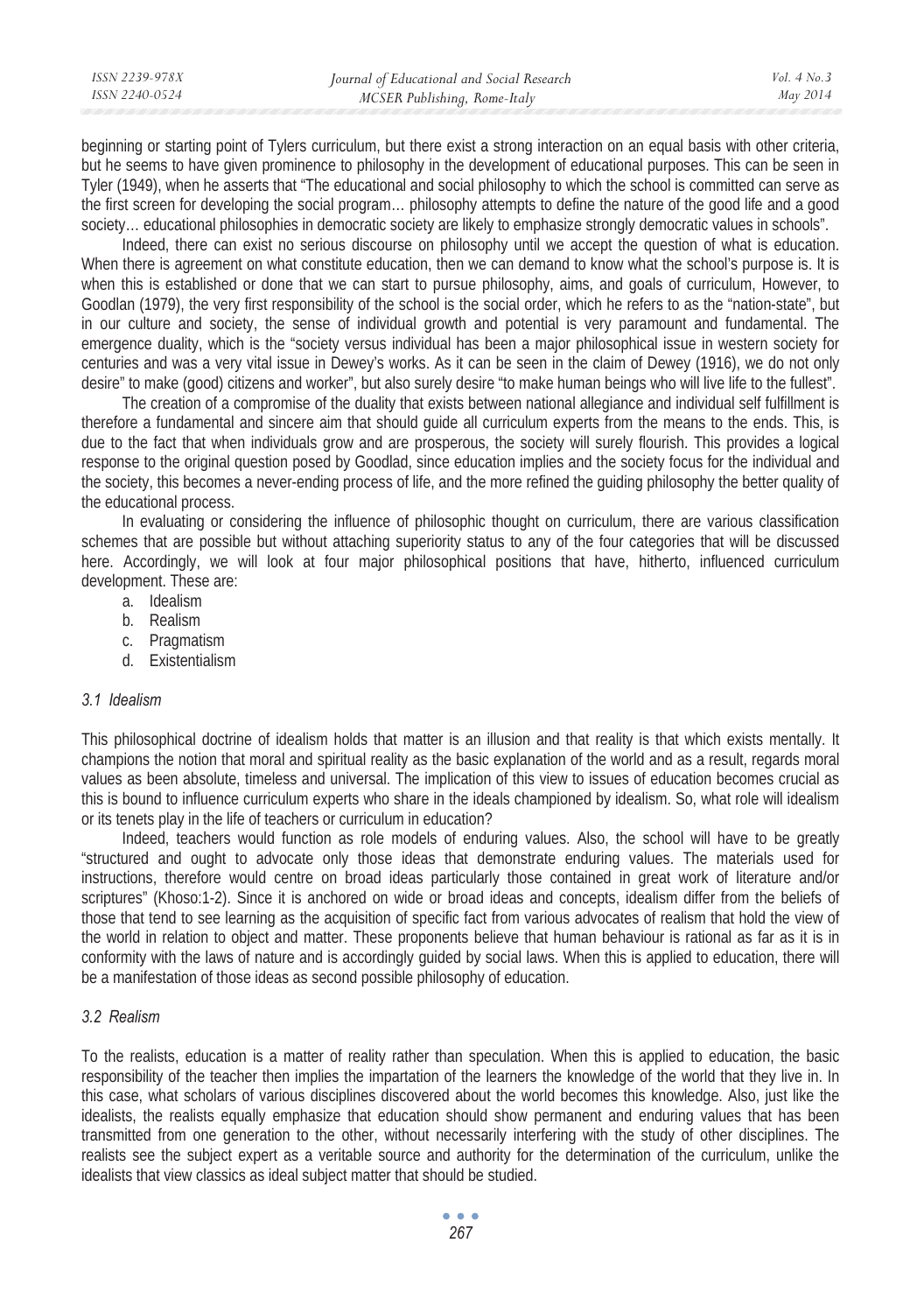beginning or starting point of Tylers curriculum, but there exist a strong interaction on an equal basis with other criteria, but he seems to have given prominence to philosophy in the development of educational purposes. This can be seen in Tyler (1949), when he asserts that "The educational and social philosophy to which the school is committed can serve as the first screen for developing the social program… philosophy attempts to define the nature of the good life and a good society… educational philosophies in democratic society are likely to emphasize strongly democratic values in schools".

Indeed, there can exist no serious discourse on philosophy until we accept the question of what is education. When there is agreement on what constitute education, then we can demand to know what the school's purpose is. It is when this is established or done that we can start to pursue philosophy, aims, and goals of curriculum, However, to Goodlan (1979), the very first responsibility of the school is the social order, which he refers to as the "nation-state", but in our culture and society, the sense of individual growth and potential is very paramount and fundamental. The emergence duality, which is the "society versus individual has been a major philosophical issue in western society for centuries and was a very vital issue in Dewey's works. As it can be seen in the claim of Dewey (1916), we do not only desire" to make (good) citizens and worker", but also surely desire "to make human beings who will live life to the fullest".

The creation of a compromise of the duality that exists between national allegiance and individual self fulfillment is therefore a fundamental and sincere aim that should guide all curriculum experts from the means to the ends. This, is due to the fact that when individuals grow and are prosperous, the society will surely flourish. This provides a logical response to the original question posed by Goodlad, since education implies and the society focus for the individual and the society, this becomes a never-ending process of life, and the more refined the guiding philosophy the better quality of the educational process.

In evaluating or considering the influence of philosophic thought on curriculum, there are various classification schemes that are possible but without attaching superiority status to any of the four categories that will be discussed here. Accordingly, we will look at four major philosophical positions that have, hitherto, influenced curriculum development. These are:

a. Idealism
b. Realism
c. Pragmatism
d. Existentialism

### *3.1 Idealism*

This philosophical doctrine of idealism holds that matter is an illusion and that reality is that which exists mentally. It champions the notion that moral and spiritual reality as the basic explanation of the world and as a result, regards moral values as been absolute, timeless and universal. The implication of this view to issues of education becomes crucial as this is bound to influence curriculum experts who share in the ideals championed by idealism. So, what role will idealism or its tenets play in the life of teachers or curriculum in education?

Indeed, teachers would function as role models of enduring values. Also, the school will have to be greatly "structured and ought to advocate only those ideas that demonstrate enduring values. The materials used for instructions, therefore would centre on broad ideas particularly those contained in great work of literature and/or scriptures" (Khoso:1-2). Since it is anchored on wide or broad ideas and concepts, idealism differ from the beliefs of those that tend to see learning as the acquisition of specific fact from various advocates of realism that hold the view of the world in relation to object and matter. These proponents believe that human behaviour is rational as far as it is in conformity with the laws of nature and is accordingly guided by social laws. When this is applied to education, there will be a manifestation of those ideas as second possible philosophy of education.

### *3.2 Realism*

To the realists, education is a matter of reality rather than speculation. When this is applied to education, the basic responsibility of the teacher then implies the impartation of the learners the knowledge of the world that they live in. In this case, what scholars of various disciplines discovered about the world becomes this knowledge. Also, just like the idealists, the realists equally emphasize that education should show permanent and enduring values that has been transmitted from one generation to the other, without necessarily interfering with the study of other disciplines. The realists see the subject expert as a veritable source and authority for the determination of the curriculum, unlike the idealists that view classics as ideal subject matter that should be studied.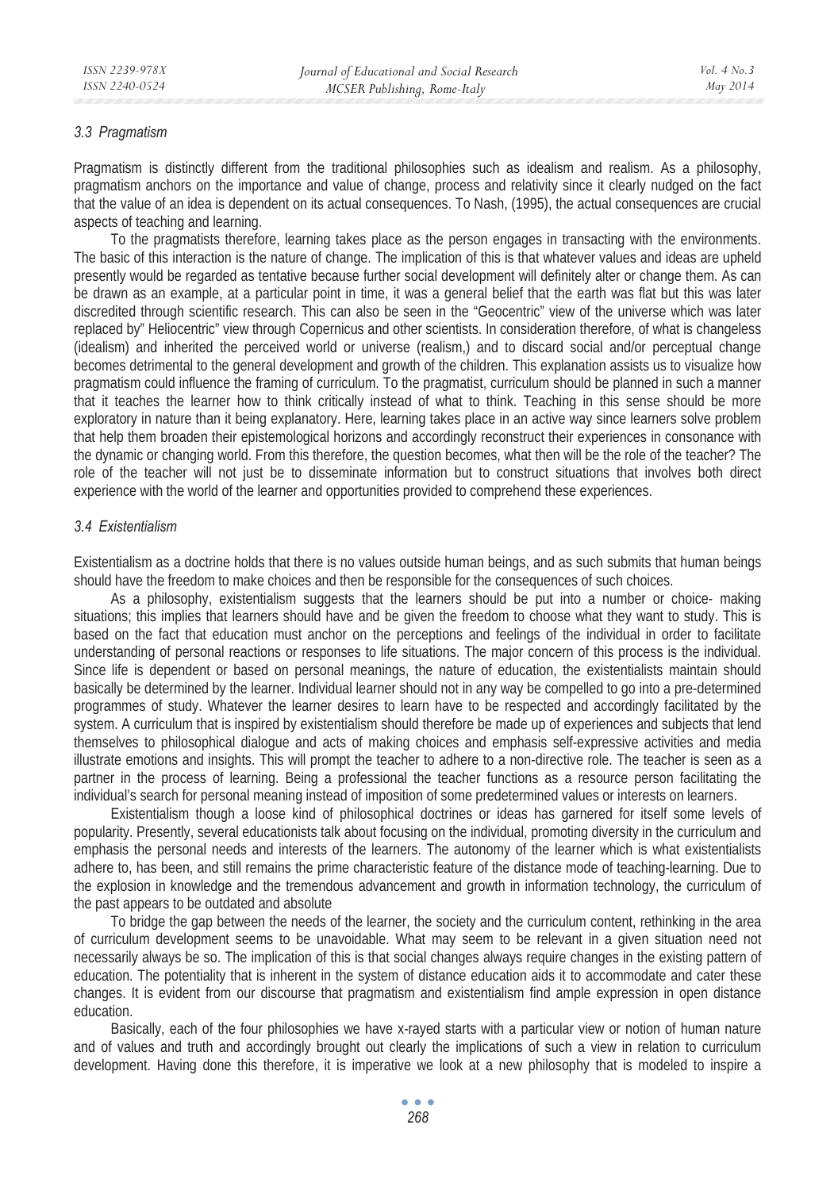### *3.3 Pragmatism*

Pragmatism is distinctly different from the traditional philosophies such as idealism and realism. As a philosophy, pragmatism anchors on the importance and value of change, process and relativity since it clearly nudged on the fact that the value of an idea is dependent on its actual consequences. To Nash, (1995), the actual consequences are crucial aspects of teaching and learning.

To the pragmatists therefore, learning takes place as the person engages in transacting with the environments. The basic of this interaction is the nature of change. The implication of this is that whatever values and ideas are upheld presently would be regarded as tentative because further social development will definitely alter or change them. As can be drawn as an example, at a particular point in time, it was a general belief that the earth was flat but this was later discredited through scientific research. This can also be seen in the "Geocentric" view of the universe which was later replaced by" Heliocentric" view through Copernicus and other scientists. In consideration therefore, of what is changeless (idealism) and inherited the perceived world or universe (realism,) and to discard social and/or perceptual change becomes detrimental to the general development and growth of the children. This explanation assists us to visualize how pragmatism could influence the framing of curriculum. To the pragmatist, curriculum should be planned in such a manner that it teaches the learner how to think critically instead of what to think. Teaching in this sense should be more exploratory in nature than it being explanatory. Here, learning takes place in an active way since learners solve problem that help them broaden their epistemological horizons and accordingly reconstruct their experiences in consonance with the dynamic or changing world. From this therefore, the question becomes, what then will be the role of the teacher? The role of the teacher will not just be to disseminate information but to construct situations that involves both direct experience with the world of the learner and opportunities provided to comprehend these experiences.

### *3.4 Existentialism*

Existentialism as a doctrine holds that there is no values outside human beings, and as such submits that human beings should have the freedom to make choices and then be responsible for the consequences of such choices.

As a philosophy, existentialism suggests that the learners should be put into a number or choice- making situations; this implies that learners should have and be given the freedom to choose what they want to study. This is based on the fact that education must anchor on the perceptions and feelings of the individual in order to facilitate understanding of personal reactions or responses to life situations. The major concern of this process is the individual. Since life is dependent or based on personal meanings, the nature of education, the existentialists maintain should basically be determined by the learner. Individual learner should not in any way be compelled to go into a pre-determined programmes of study. Whatever the learner desires to learn have to be respected and accordingly facilitated by the system. A curriculum that is inspired by existentialism should therefore be made up of experiences and subjects that lend themselves to philosophical dialogue and acts of making choices and emphasis self-expressive activities and media illustrate emotions and insights. This will prompt the teacher to adhere to a non-directive role. The teacher is seen as a partner in the process of learning. Being a professional the teacher functions as a resource person facilitating the individual's search for personal meaning instead of imposition of some predetermined values or interests on learners.

Existentialism though a loose kind of philosophical doctrines or ideas has garnered for itself some levels of popularity. Presently, several educationists talk about focusing on the individual, promoting diversity in the curriculum and emphasis the personal needs and interests of the learners. The autonomy of the learner which is what existentialists adhere to, has been, and still remains the prime characteristic feature of the distance mode of teaching-learning. Due to the explosion in knowledge and the tremendous advancement and growth in information technology, the curriculum of the past appears to be outdated and absolute

To bridge the gap between the needs of the learner, the society and the curriculum content, rethinking in the area of curriculum development seems to be unavoidable. What may seem to be relevant in a given situation need not necessarily always be so. The implication of this is that social changes always require changes in the existing pattern of education. The potentiality that is inherent in the system of distance education aids it to accommodate and cater these changes. It is evident from our discourse that pragmatism and existentialism find ample expression in open distance education.

Basically, each of the four philosophies we have x-rayed starts with a particular view or notion of human nature and of values and truth and accordingly brought out clearly the implications of such a view in relation to curriculum development. Having done this therefore, it is imperative we look at a new philosophy that is modeled to inspire a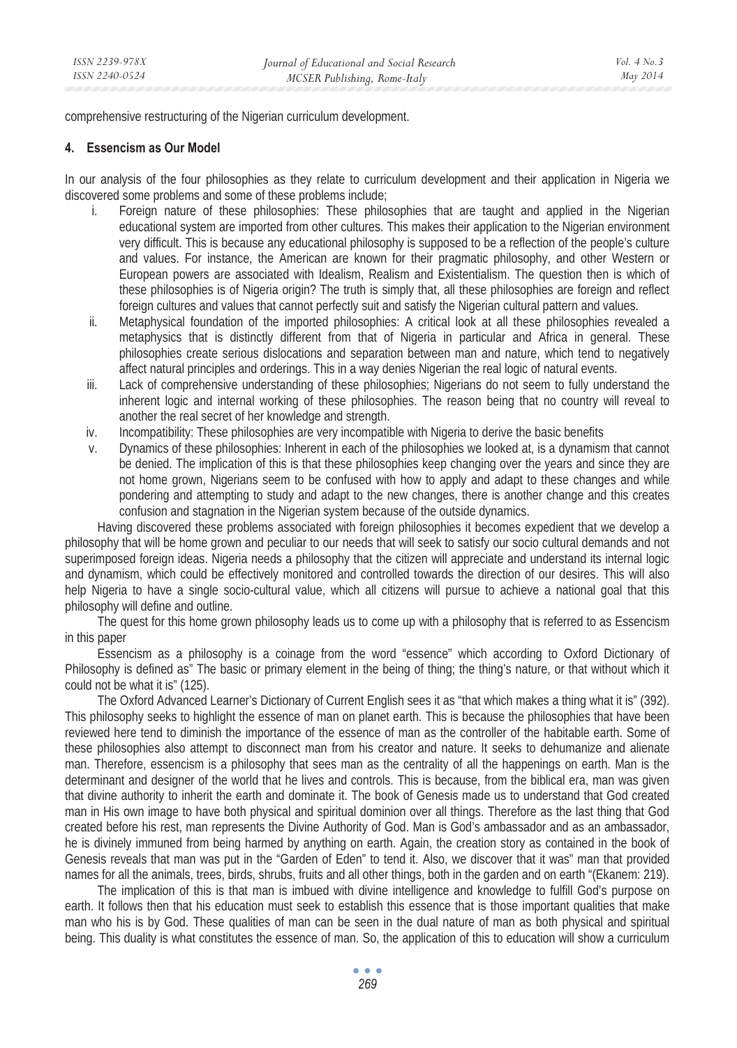comprehensive restructuring of the Nigerian curriculum development.

## 4. Essencism as Our Model

In our analysis of the four philosophies as they relate to curriculum development and their application in Nigeria we discovered some problems and some of these problems include;

i. Foreign nature of these philosophies: These philosophies that are taught and applied in the Nigerian educational system are imported from other cultures. This makes their application to the Nigerian environment very difficult. This is because any educational philosophy is supposed to be a reflection of the people's culture and values. For instance, the American are known for their pragmatic philosophy, and other Western or European powers are associated with Idealism, Realism and Existentialism. The question then is which of these philosophies is of Nigeria origin? The truth is simply that, all these philosophies are foreign and reflect foreign cultures and values that cannot perfectly suit and satisfy the Nigerian cultural pattern and values.
ii. Metaphysical foundation of the imported philosophies: A critical look at all these philosophies revealed a metaphysics that is distinctly different from that of Nigeria in particular and Africa in general. These philosophies create serious dislocations and separation between man and nature, which tend to negatively affect natural principles and orderings. This in a way denies Nigerian the real logic of natural events.
iii. Lack of comprehensive understanding of these philosophies; Nigerians do not seem to fully understand the inherent logic and internal working of these philosophies. The reason being that no country will reveal to another the real secret of her knowledge and strength.
iv. Incompatibility: These philosophies are very incompatible with Nigeria to derive the basic benefits
v. Dynamics of these philosophies: Inherent in each of the philosophies we looked at, is a dynamism that cannot be denied. The implication of this is that these philosophies keep changing over the years and since they are not home grown, Nigerians seem to be confused with how to apply and adapt to these changes and while pondering and attempting to study and adapt to the new changes, there is another change and this creates confusion and stagnation in the Nigerian system because of the outside dynamics.

Having discovered these problems associated with foreign philosophies it becomes expedient that we develop a philosophy that will be home grown and peculiar to our needs that will seek to satisfy our socio cultural demands and not superimposed foreign ideas. Nigeria needs a philosophy that the citizen will appreciate and understand its internal logic and dynamism, which could be effectively monitored and controlled towards the direction of our desires. This will also help Nigeria to have a single socio-cultural value, which all citizens will pursue to achieve a national goal that this philosophy will define and outline.

The quest for this home grown philosophy leads us to come up with a philosophy that is referred to as Essencism in this paper

Essencism as a philosophy is a coinage from the word "essence" which according to Oxford Dictionary of Philosophy is defined as" The basic or primary element in the being of thing; the thing's nature, or that without which it could not be what it is" (125).

The Oxford Advanced Learner's Dictionary of Current English sees it as "that which makes a thing what it is" (392). This philosophy seeks to highlight the essence of man on planet earth. This is because the philosophies that have been reviewed here tend to diminish the importance of the essence of man as the controller of the habitable earth. Some of these philosophies also attempt to disconnect man from his creator and nature. It seeks to dehumanize and alienate man. Therefore, essencism is a philosophy that sees man as the centrality of all the happenings on earth. Man is the determinant and designer of the world that he lives and controls. This is because, from the biblical era, man was given that divine authority to inherit the earth and dominate it. The book of Genesis made us to understand that God created man in His own image to have both physical and spiritual dominion over all things. Therefore as the last thing that God created before his rest, man represents the Divine Authority of God. Man is God's ambassador and as an ambassador, he is divinely immuned from being harmed by anything on earth. Again, the creation story as contained in the book of Genesis reveals that man was put in the "Garden of Eden" to tend it. Also, we discover that it was" man that provided names for all the animals, trees, birds, shrubs, fruits and all other things, both in the garden and on earth "(Ekanem: 219).

The implication of this is that man is imbued with divine intelligence and knowledge to fulfill God's purpose on earth. It follows then that his education must seek to establish this essence that is those important qualities that make man who his is by God. These qualities of man can be seen in the dual nature of man as both physical and spiritual being. This duality is what constitutes the essence of man. So, the application of this to education will show a curriculum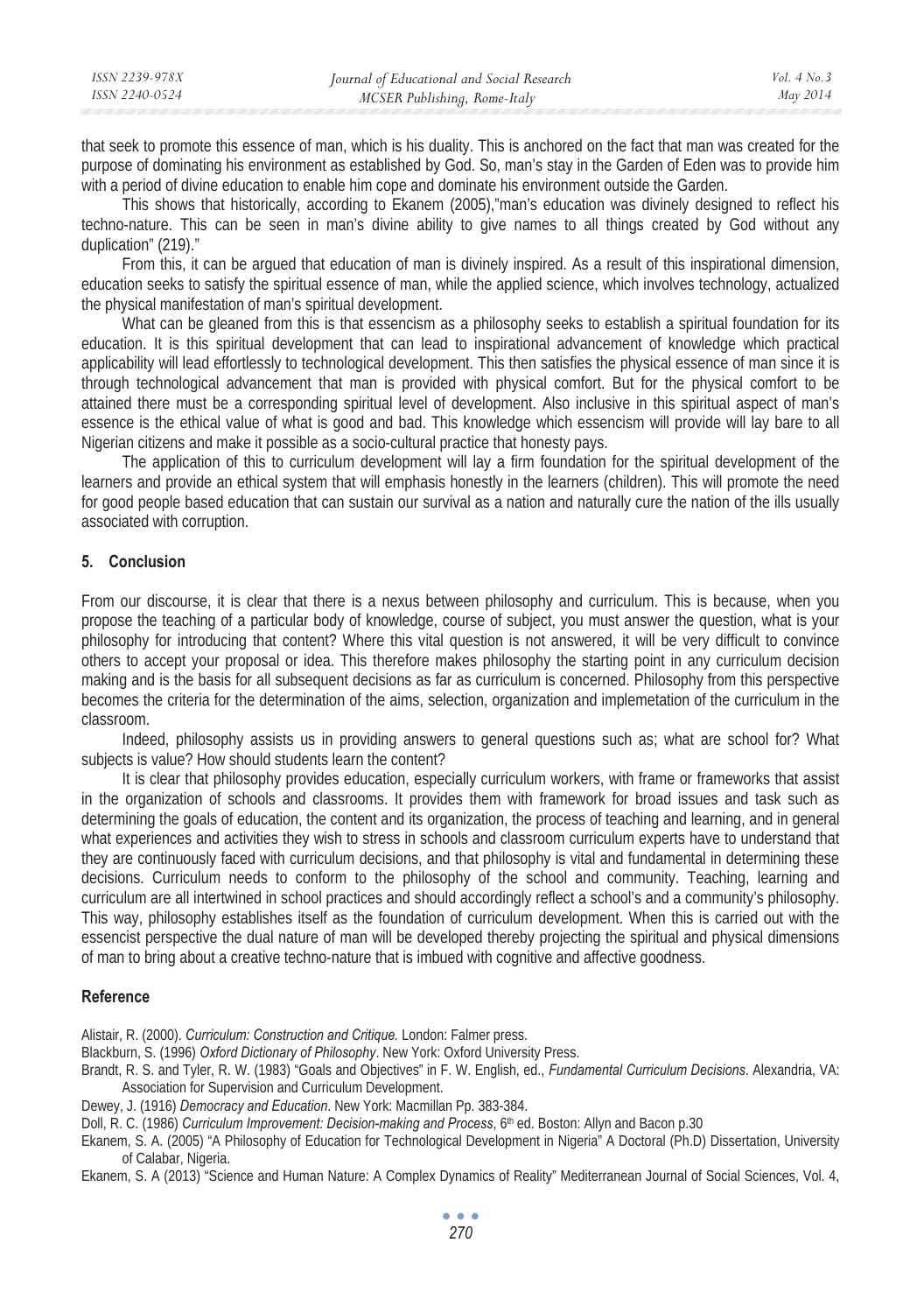that seek to promote this essence of man, which is his duality. This is anchored on the fact that man was created for the purpose of dominating his environment as established by God. So, man's stay in the Garden of Eden was to provide him with a period of divine education to enable him cope and dominate his environment outside the Garden.

This shows that historically, according to Ekanem (2005),"man's education was divinely designed to reflect his techno-nature. This can be seen in man's divine ability to give names to all things created by God without any duplication" (219)."

From this, it can be argued that education of man is divinely inspired. As a result of this inspirational dimension, education seeks to satisfy the spiritual essence of man, while the applied science, which involves technology, actualized the physical manifestation of man's spiritual development.

What can be gleaned from this is that essencism as a philosophy seeks to establish a spiritual foundation for its education. It is this spiritual development that can lead to inspirational advancement of knowledge which practical applicability will lead effortlessly to technological development. This then satisfies the physical essence of man since it is through technological advancement that man is provided with physical comfort. But for the physical comfort to be attained there must be a corresponding spiritual level of development. Also inclusive in this spiritual aspect of man's essence is the ethical value of what is good and bad. This knowledge which essencism will provide will lay bare to all Nigerian citizens and make it possible as a socio-cultural practice that honesty pays.

The application of this to curriculum development will lay a firm foundation for the spiritual development of the learners and provide an ethical system that will emphasis honestly in the learners (children). This will promote the need for good people based education that can sustain our survival as a nation and naturally cure the nation of the ills usually associated with corruption.

## 5. Conclusion

From our discourse, it is clear that there is a nexus between philosophy and curriculum. This is because, when you propose the teaching of a particular body of knowledge, course of subject, you must answer the question, what is your philosophy for introducing that content? Where this vital question is not answered, it will be very difficult to convince others to accept your proposal or idea. This therefore makes philosophy the starting point in any curriculum decision making and is the basis for all subsequent decisions as far as curriculum is concerned. Philosophy from this perspective becomes the criteria for the determination of the aims, selection, organization and implemetation of the curriculum in the classroom.

Indeed, philosophy assists us in providing answers to general questions such as; what are school for? What subjects is value? How should students learn the content?

It is clear that philosophy provides education, especially curriculum workers, with frame or frameworks that assist in the organization of schools and classrooms. It provides them with framework for broad issues and task such as determining the goals of education, the content and its organization, the process of teaching and learning, and in general what experiences and activities they wish to stress in schools and classroom curriculum experts have to understand that they are continuously faced with curriculum decisions, and that philosophy is vital and fundamental in determining these decisions. Curriculum needs to conform to the philosophy of the school and community. Teaching, learning and curriculum are all intertwined in school practices and should accordingly reflect a school's and a community's philosophy. This way, philosophy establishes itself as the foundation of curriculum development. When this is carried out with the essencist perspective the dual nature of man will be developed thereby projecting the spiritual and physical dimensions of man to bring about a creative techno-nature that is imbued with cognitive and affective goodness.

## Reference

Alistair, R. (2000). *Curriculum: Construction and Critique.* London: Falmer press.

Blackburn, S. (1996) *Oxford Dictionary of Philosophy*. New York: Oxford University Press.

Brandt, R. S. and Tyler, R. W. (1983) "Goals and Objectives" in F. W. English, ed., *Fundamental Curriculum Decisions*. Alexandria, VA: Association for Supervision and Curriculum Development.

Dewey, J. (1916) *Democracy and Education*. New York: Macmillan Pp. 383-384.

Doll, R. C. (1986) *Curriculum Improvement: Decision-making and Process*, 6th ed. Boston: Allyn and Bacon p.30

Ekanem, S. A. (2005) "A Philosophy of Education for Technological Development in Nigeria" A Doctoral (Ph.D) Dissertation, University of Calabar, Nigeria.

Ekanem, S. A (2013) "Science and Human Nature: A Complex Dynamics of Reality" Mediterranean Journal of Social Sciences, Vol. 4,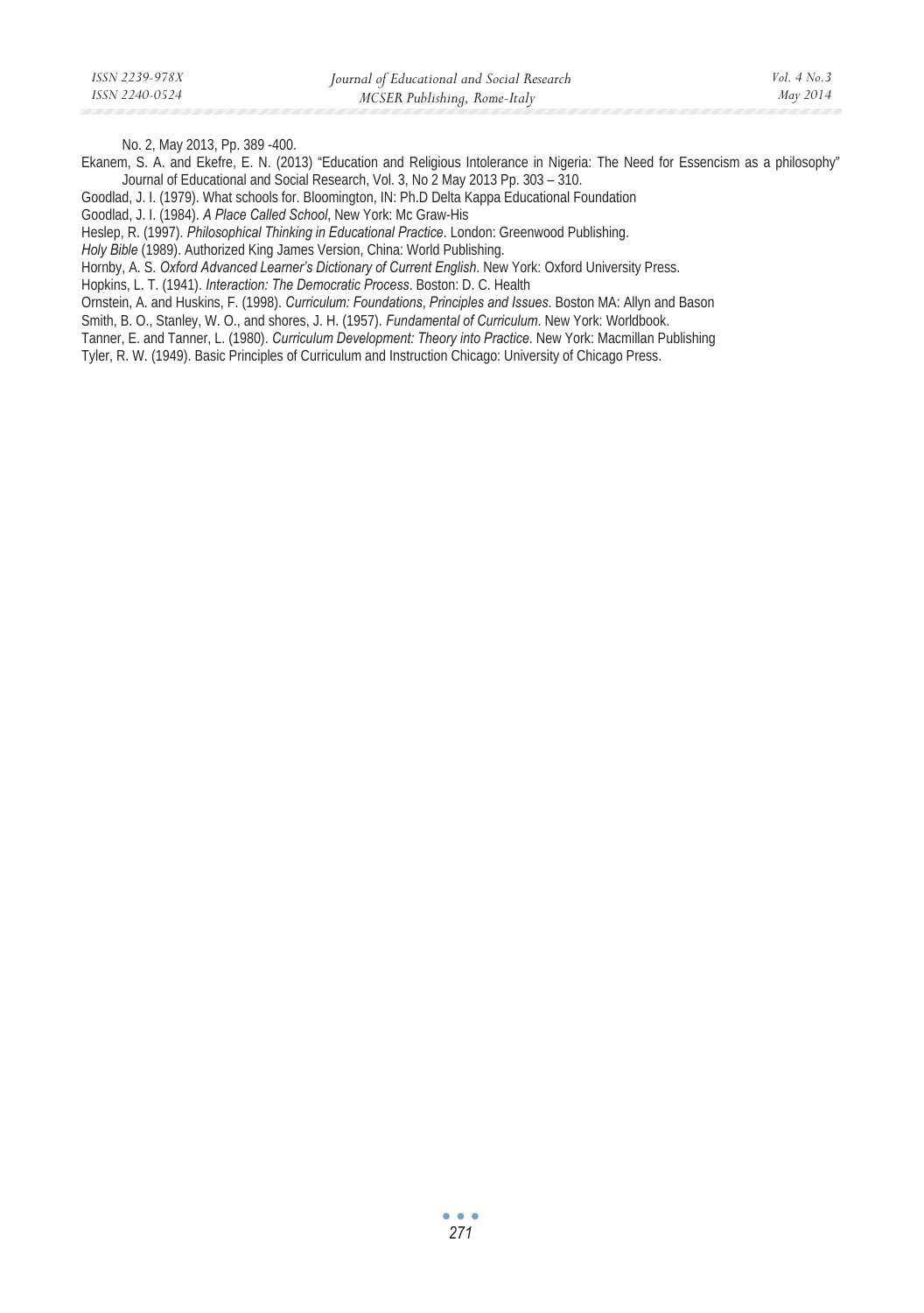No. 2, May 2013, Pp. 389 -400.

Ekanem, S. A. and Ekefre, E. N. (2013) "Education and Religious Intolerance in Nigeria: The Need for Essencism as a philosophy" Journal of Educational and Social Research, Vol. 3, No 2 May 2013 Pp. 303 – 310.

Goodlad, J. I. (1979). What schools for. Bloomington, IN: Ph.D Delta Kappa Educational Foundation

Goodlad, J. I. (1984). *A Place Called School*, New York: Mc Graw-His

Heslep, R. (1997). *Philosophical Thinking in Educational Practice*. London: Greenwood Publishing.

*Holy Bible* (1989). Authorized King James Version, China: World Publishing.

Hornby, A. S. *Oxford Advanced Learner's Dictionary of Current English*. New York: Oxford University Press.

Hopkins, L. T. (1941). *Interaction: The Democratic Process*. Boston: D. C. Health

Ornstein, A. and Huskins, F. (1998). *Curriculum: Foundations, Principles and Issues*. Boston MA: Allyn and Bason

Smith, B. O., Stanley, W. O., and shores, J. H. (1957). *Fundamental of Curriculum*. New York: Worldbook.

Tanner, E. and Tanner, L. (1980). *Curriculum Development: Theory into Practice*. New York: Macmillan Publishing

Tyler, R. W. (1949). Basic Principles of Curriculum and Instruction Chicago: University of Chicago Press.